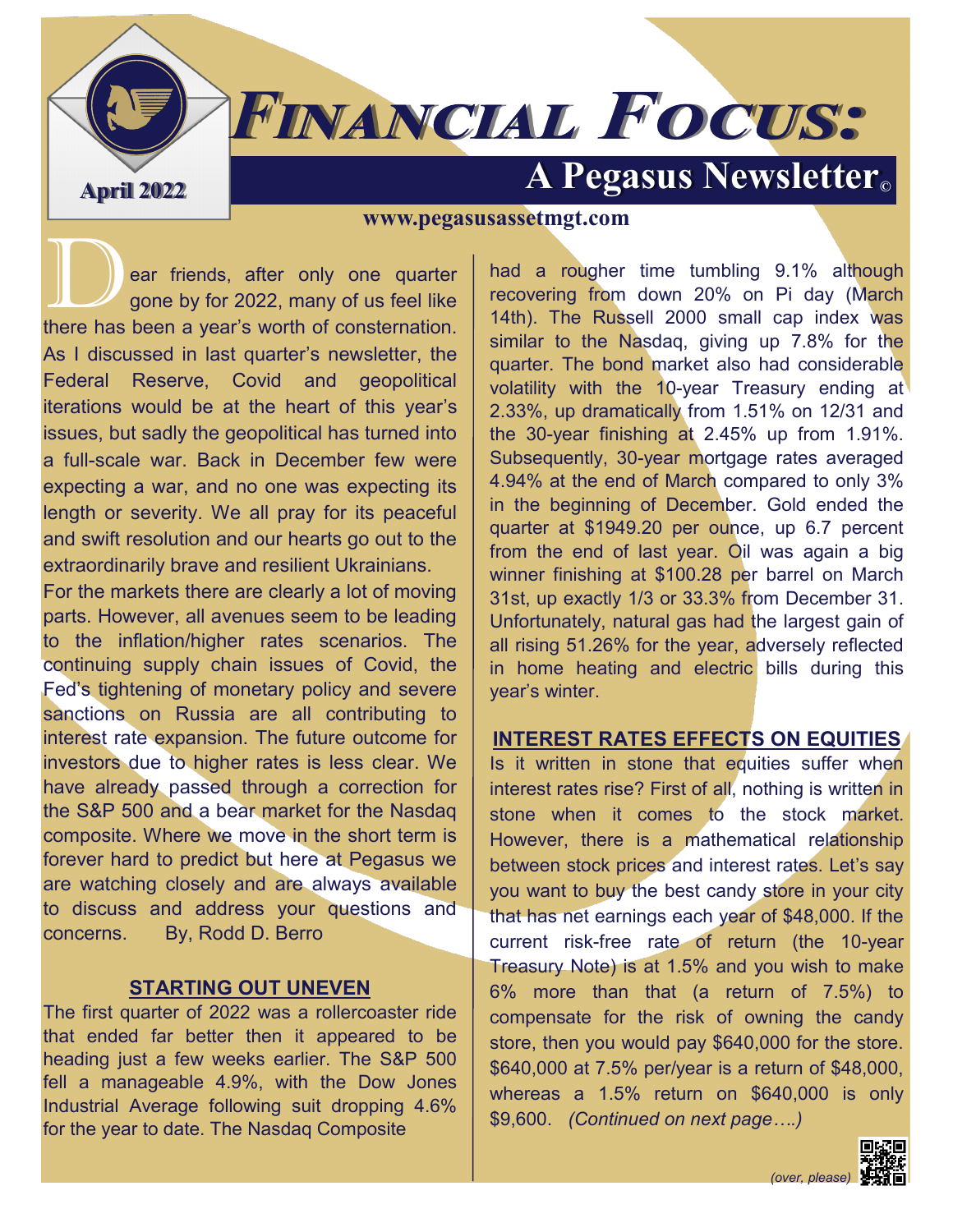# FINANCIAL FOCUS:

## A Pegasus Newsletter©

April 2022

www.pegasusassetmgt.com

Dear friends, after only one quarter gone by for 2022, many of us feel like there has been a year's worth of consternation. As I discussed in last quarter's newsletter, the Federal Reserve, Covid and geopolitical iterations would be at the heart of this year's issues, but sadly the geopolitical has turned into a full-scale war. Back in December few were expecting a war, and no one was expecting its length or severity. We all pray for its peaceful and swift resolution and our hearts go out to the extraordinarily brave and resilient Ukrainians.

For the markets there are clearly a lot of moving parts. However, all avenues seem to be leading to the inflation/higher rates scenarios. The continuing supply chain issues of Covid, the Fed's tightening of monetary policy and severe sanctions on Russia are all contributing to interest rate expansion. The future outcome for investors due to higher rates is less clear. We have already passed through a correction for the S&P 500 and a bear market for the Nasdaq composite. Where we move in the short term is forever hard to predict but here at Pegasus we are watching closely and are always available to discuss and address your questions and concerns. By, Rodd D. Berro

### STARTING OUT UNEVEN

The first quarter of 2022 was a rollercoaster ride that ended far better then it appeared to be heading just a few weeks earlier. The S&P 500 fell a manageable 4.9%, with the Dow Jones Industrial Average following suit dropping 4.6% for the year to date. The Nasdaq Composite had a rougher time tumbling 9.1% although recovering from down 20% on Pi day (March 14th). The Russell 2000 small cap index was similar to the Nasdaq, giving up 7.8% for the quarter. The bond market also had considerable volatility with the 10-year Treasury ending at 2.33%, up dramatically from 1.51% on 12/31 and the 30-year finishing at 2.45% up from 1.91%. Subsequently, 30-year mortgage rates averaged 4.94% at the end of March compared to only 3% in the beginning of December. Gold ended the quarter at $1949.20 per ounce, up 6.7 percent from the end of last year. Oil was again a big winner finishing at $100.28 per barrel on March 31st, up exactly 1/3 or 33.3% from December 31. Unfortunately, natural gas had the largest gain of all rising 51.26% for the year, adversely reflected in home heating and electric bills during this year's winter.

### INTEREST RATES EFFECTS ON EQUITIES

Is it written in stone that equities suffer when interest rates rise? First of all, nothing is written in stone when it comes to the stock market. However, there is a mathematical relationship between stock prices and interest rates. Let's say you want to buy the best candy store in your city that has net earnings each year of $48,000. If the current risk-free rate of return (the 10-year Treasury Note) is at 1.5% and you wish to make 6% more than that (a return of 7.5%) to compensate for the risk of owning the candy store, then you would pay $640,000 for the store. $640,000 at 7.5% per/year is a return of $48,000, whereas a 1.5% return on $640,000 is only $9,600. *(Continued on next page….)*

*(over, please)*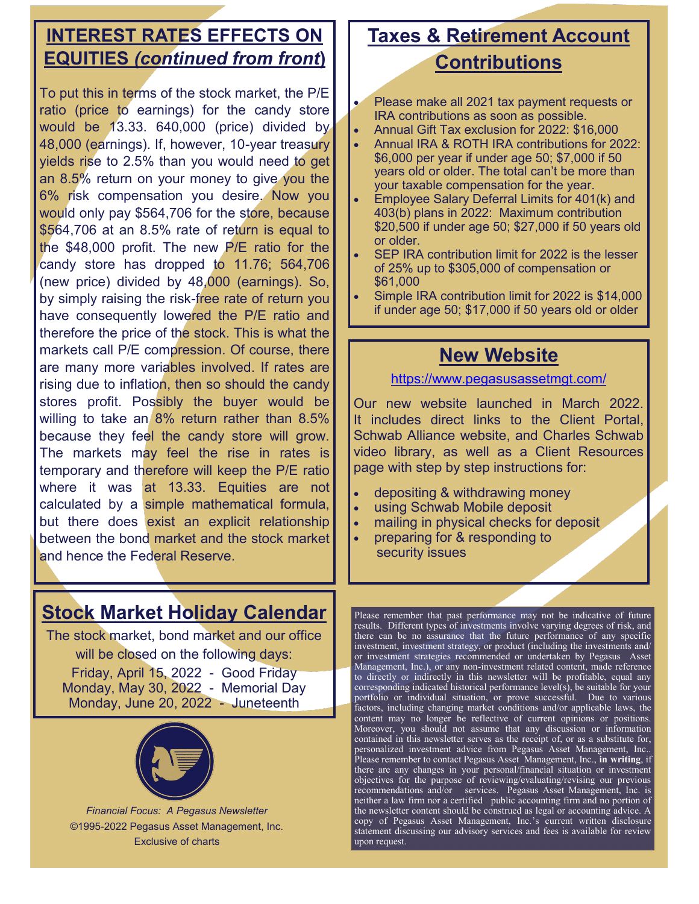## INTEREST RATES EFFECTS ON EQUITIES *(continued from front)*

To put this in terms of the stock market, the P/E ratio (price to earnings) for the candy store would be 13.33. 640,000 (price) divided by 48,000 (earnings). If, however, 10-year treasury yields rise to 2.5% than you would need to get an 8.5% return on your money to give you the 6% risk compensation you desire. Now you would only pay $564,706 for the store, because $564,706 at an 8.5% rate of return is equal to the $48,000 profit. The new P/E ratio for the candy store has dropped to 11.76; 564,706 (new price) divided by 48,000 (earnings). So, by simply raising the risk-free rate of return you have consequently lowered the P/E ratio and therefore the price of the stock. This is what the markets call P/E compression. Of course, there are many more variables involved. If rates are rising due to inflation, then so should the candy stores profit. Possibly the buyer would be willing to take an 8% return rather than 8.5% because they feel the candy store will grow. The markets may feel the rise in rates is temporary and therefore will keep the P/E ratio where it was at 13.33. Equities are not calculated by a simple mathematical formula, but there does exist an explicit relationship between the bond market and the stock market and hence the Federal Reserve.

## Stock Market Holiday Calendar

The stock market, bond market and our office will be closed on the following days:

Friday, April 15, 2022 - Good Friday
Monday, May 30, 2022 - Memorial Day
Monday, June 20, 2022 - Juneteenth

*Financial Focus: A Pegasus Newsletter*
©1995-2022 Pegasus Asset Management, Inc.
Exclusive of charts

## Taxes & Retirement Account Contributions

- Please make all 2021 tax payment requests or IRA contributions as soon as possible.
- Annual Gift Tax exclusion for 2022: $16,000
- Annual IRA & ROTH IRA contributions for 2022: $6,000 per year if under age 50; $7,000 if 50 years old or older. The total can't be more than your taxable compensation for the year.
- Employee Salary Deferral Limits for 401(k) and 403(b) plans in 2022: Maximum contribution $20,500 if under age 50; $27,000 if 50 years old or older.
- SEP IRA contribution limit for 2022 is the lesser of 25% up to $305,000 of compensation or $61,000
- Simple IRA contribution limit for 2022 is $14,000 if under age 50; $17,000 if 50 years old or older

## New Website

https://www.pegasusassetmgt.com/

Our new website launched in March 2022. It includes direct links to the Client Portal, Schwab Alliance website, and Charles Schwab video library, as well as a Client Resources page with step by step instructions for:

- depositing & withdrawing money
- using Schwab Mobile deposit
- mailing in physical checks for deposit
- preparing for & responding to security issues

Please remember that past performance may not be indicative of future results. Different types of investments involve varying degrees of risk, and there can be no assurance that the future performance of any specific investment, investment strategy, or product (including the investments and/or investment strategies recommended or undertaken by Pegasus Asset Management, Inc.), or any non-investment related content, made reference to directly or indirectly in this newsletter will be profitable, equal any corresponding indicated historical performance level(s), be suitable for your portfolio or individual situation, or prove successful. Due to various factors, including changing market conditions and/or applicable laws, the content may no longer be reflective of current opinions or positions. Moreover, you should not assume that any discussion or information contained in this newsletter serves as the receipt of, or as a substitute for, personalized investment advice from Pegasus Asset Management, Inc.. Please remember to contact Pegasus Asset Management, Inc., **in writing**, if there are any changes in your personal/financial situation or investment objectives for the purpose of reviewing/evaluating/revising our previous recommendations and/or services. Pegasus Asset Management, Inc. is neither a law firm nor a certified public accounting firm and no portion of the newsletter content should be construed as legal or accounting advice. A copy of Pegasus Asset Management, Inc.'s current written disclosure statement discussing our advisory services and fees is available for review upon request.